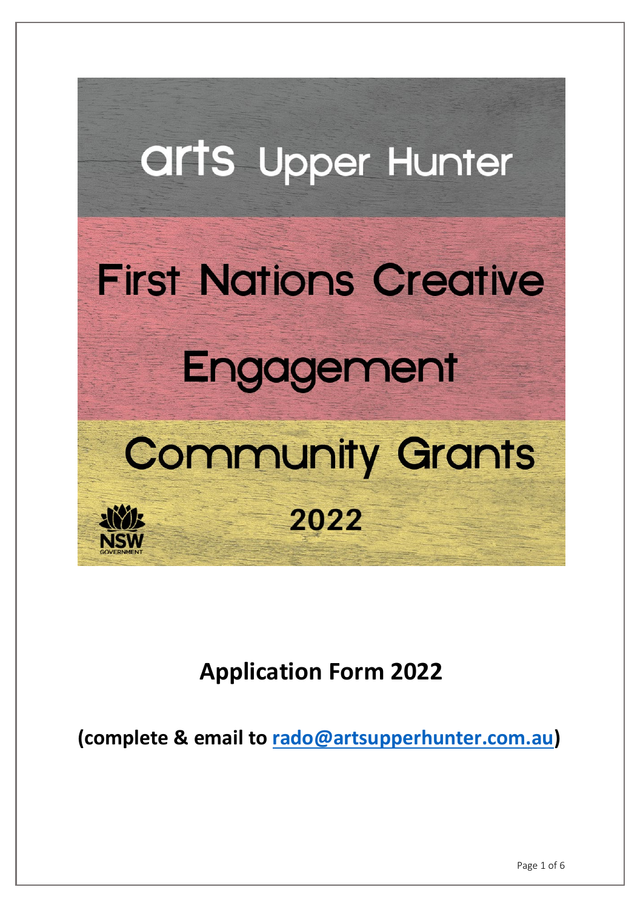# arts Upper Hunter

# First Nations Creative Engagement Community Grants

# 2022

NSW GOVERNMENT

## Application Form 2022

**(complete & email to [rado@artsupperhunter.com.au](mailto:rado@artsupperhunter.com.au))**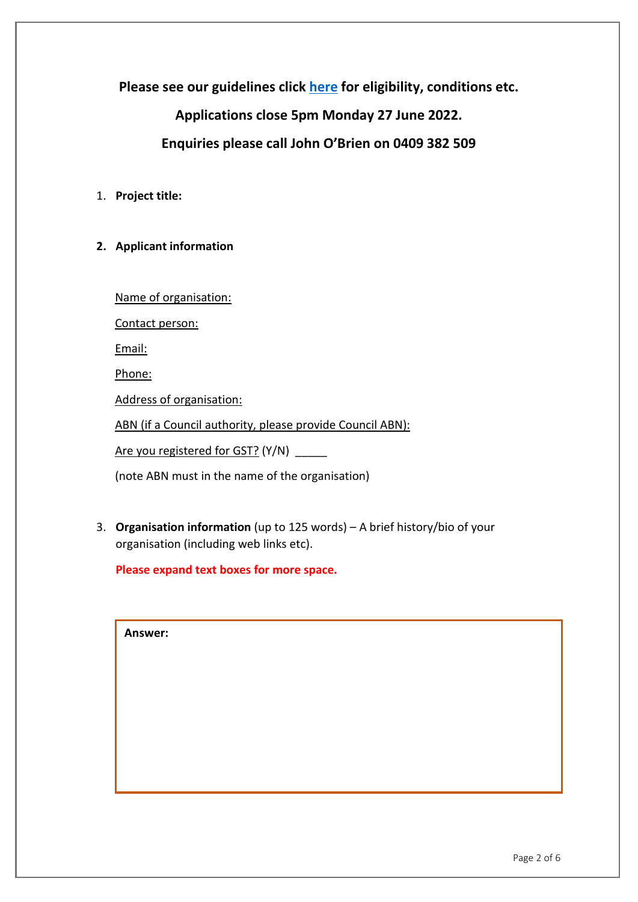**Please see our guidelines click [here](#) for eligibility, conditions etc.**

**Applications close 5pm Monday 27 June 2022.**

**Enquiries please call John O'Brien on 0409 382 509**

1. **Project title:**

2. **Applicant information**

   Name of organisation:

   Contact person:

   Email:

   Phone:

   Address of organisation:

   ABN (if a Council authority, please provide Council ABN):

   Are you registered for GST? (Y/N) _____

   (note ABN must in the name of the organisation)

3. **Organisation information** (up to 125 words) – A brief history/bio of your organisation (including web links etc).

   **Please expand text boxes for more space.**

   **Answer:**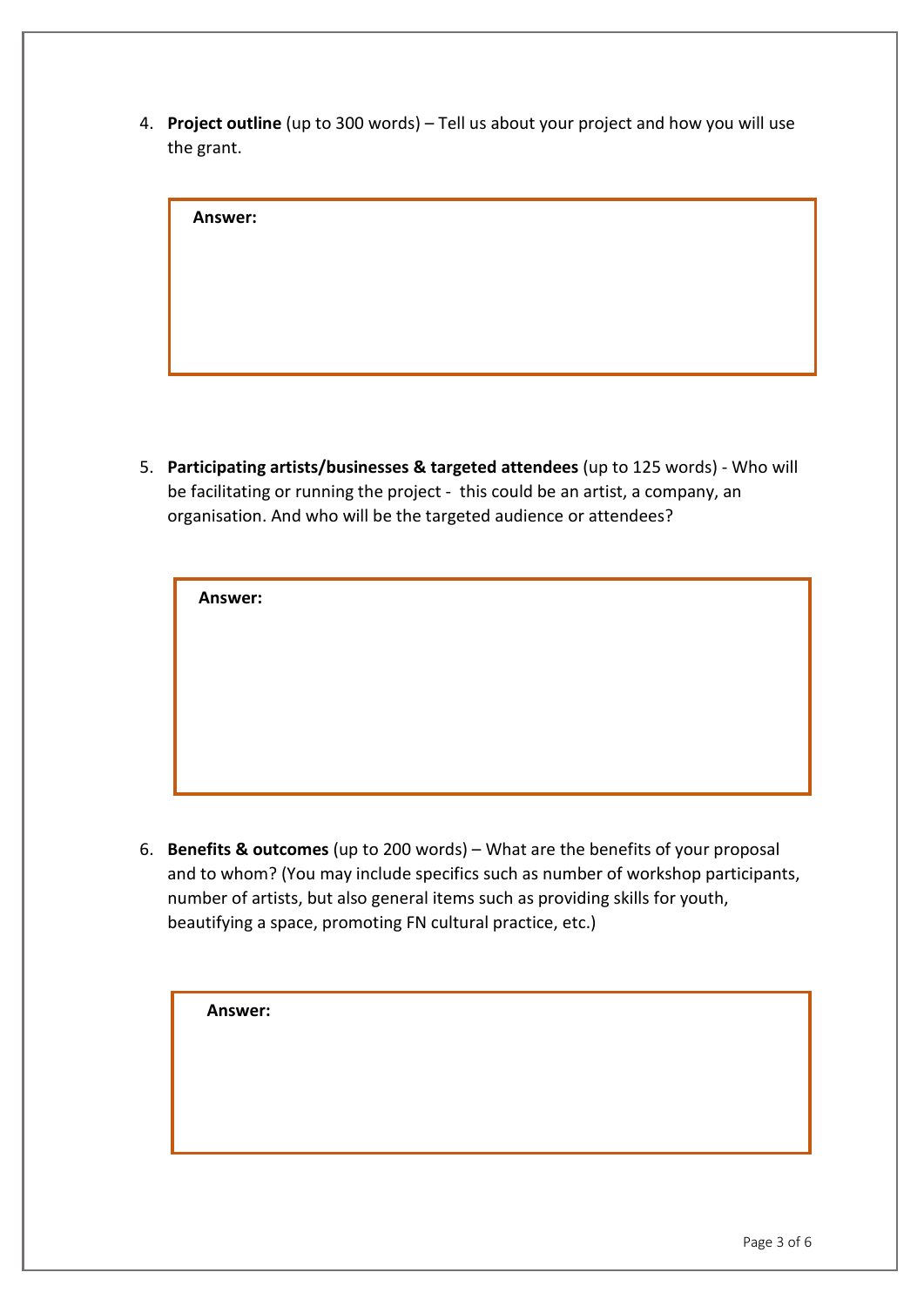4. **Project outline** (up to 300 words) – Tell us about your project and how you will use the grant.

**Answer:**

5. **Participating artists/businesses & targeted attendees** (up to 125 words) - Who will be facilitating or running the project - this could be an artist, a company, an organisation. And who will be the targeted audience or attendees?

**Answer:**

6. **Benefits & outcomes** (up to 200 words) – What are the benefits of your proposal and to whom? (You may include specifics such as number of workshop participants, number of artists, but also general items such as providing skills for youth, beautifying a space, promoting FN cultural practice, etc.)

**Answer:**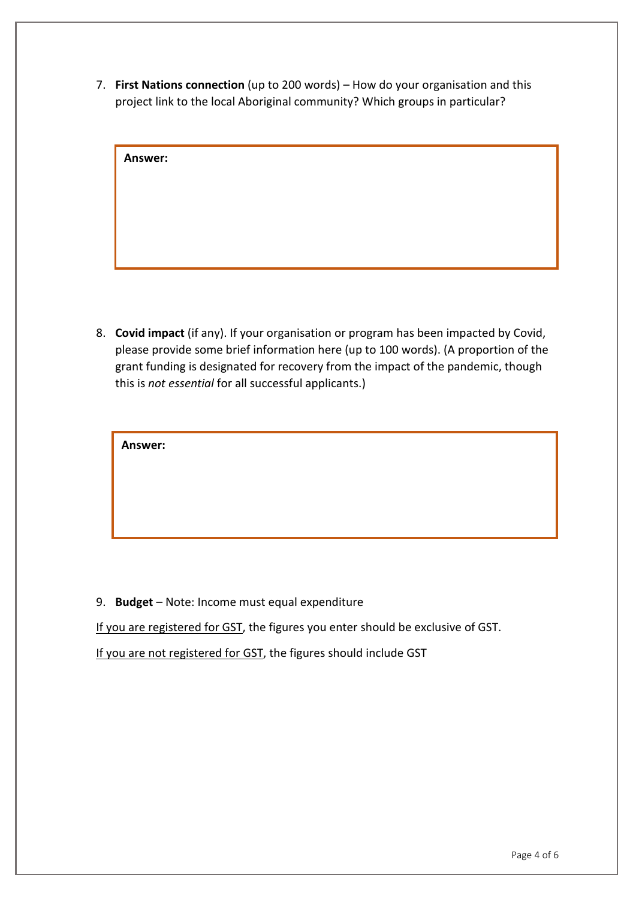7. **First Nations connection** (up to 200 words) – How do your organisation and this project link to the local Aboriginal community? Which groups in particular?

| **Answer:** |
|---|
| |

8. **Covid impact** (if any). If your organisation or program has been impacted by Covid, please provide some brief information here (up to 100 words). (A proportion of the grant funding is designated for recovery from the impact of the pandemic, though this is *not essential* for all successful applicants.)

| **Answer:** |
|---|
| |

9. **Budget** – Note: Income must equal expenditure

<u>If you are registered for GST</u>, the figures you enter should be exclusive of GST.

<u>If you are not registered for GST</u>, the figures should include GST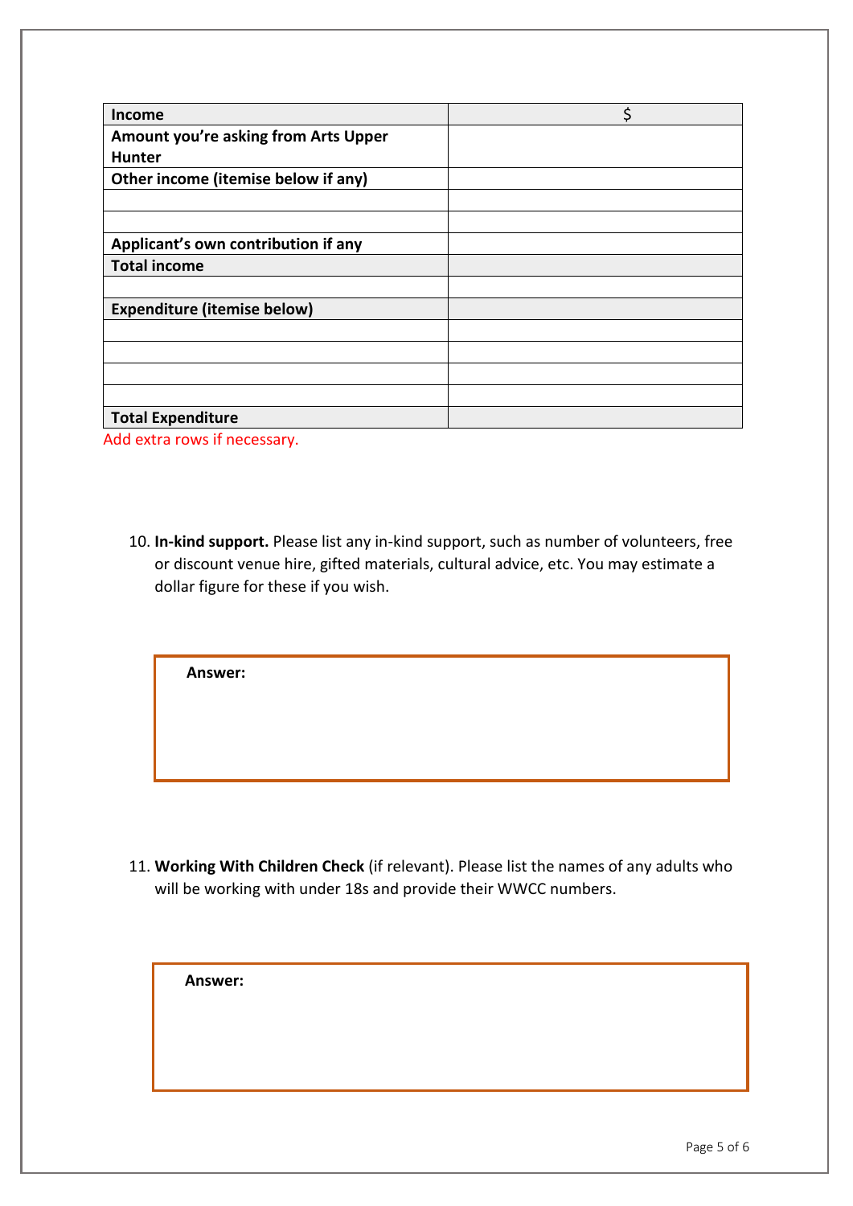| **Income** | $ |
|---|---|
| **Amount you're asking from Arts Upper Hunter** | |
| **Other income (itemise below if any)** | |
| | |
| | |
| **Applicant's own contribution if any** | |
| **Total income** | |
| | |
| **Expenditure (itemise below)** | |
| | |
| | |
| | |
| | |
| **Total Expenditure** | |

Add extra rows if necessary.

10. **In-kind support.** Please list any in-kind support, such as number of volunteers, free or discount venue hire, gifted materials, cultural advice, etc. You may estimate a dollar figure for these if you wish.

**Answer:**

11. **Working With Children Check** (if relevant). Please list the names of any adults who will be working with under 18s and provide their WWCC numbers.

**Answer:**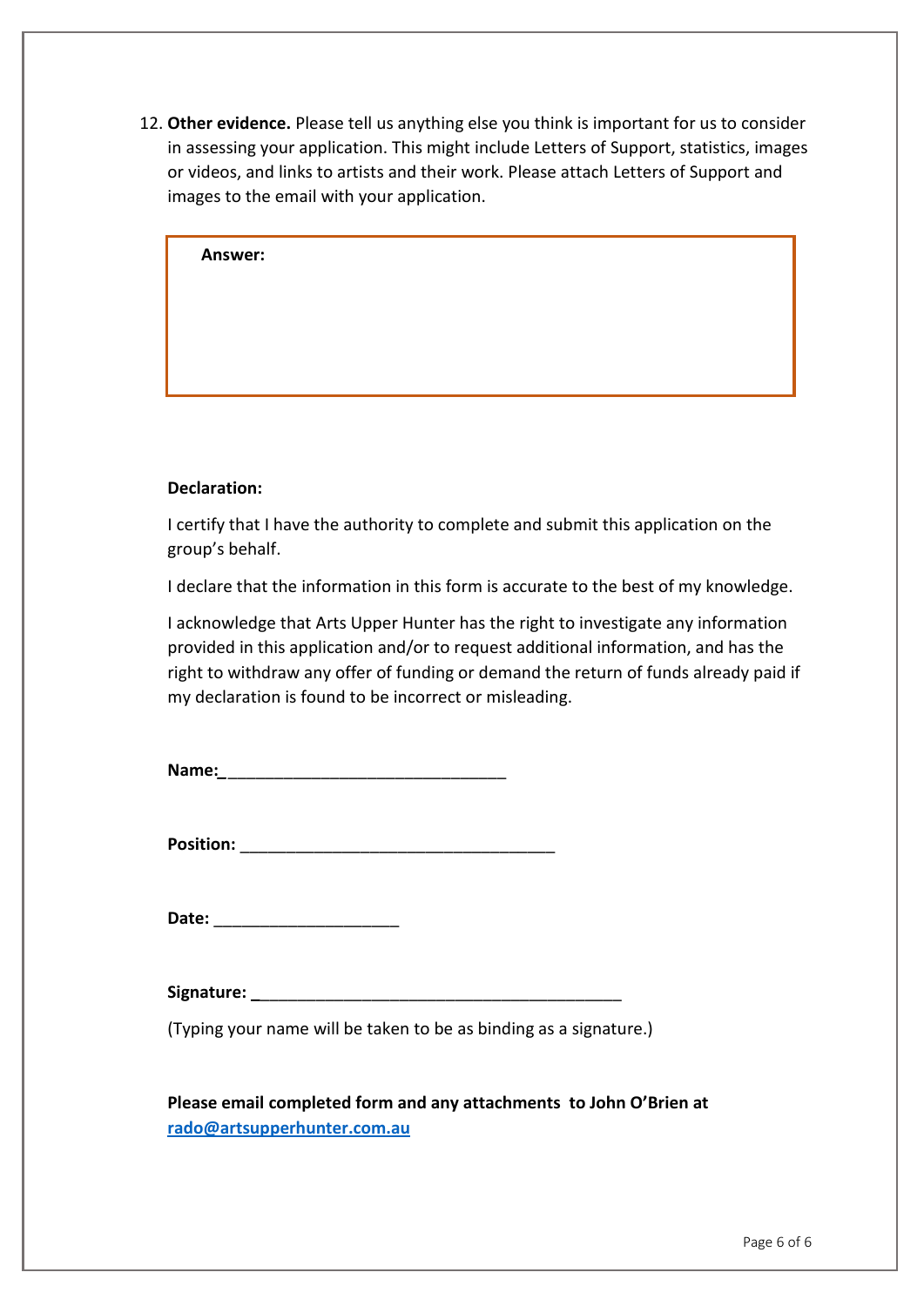12. **Other evidence.** Please tell us anything else you think is important for us to consider in assessing your application. This might include Letters of Support, statistics, images or videos, and links to artists and their work. Please attach Letters of Support and images to the email with your application.

| **Answer:** |
| --- |
| |

**Declaration:**

I certify that I have the authority to complete and submit this application on the group's behalf.

I declare that the information in this form is accurate to the best of my knowledge.

I acknowledge that Arts Upper Hunter has the right to investigate any information provided in this application and/or to request additional information, and has the right to withdraw any offer of funding or demand the return of funds already paid if my declaration is found to be incorrect or misleading.

**Name:**_______________________________

**Position:** __________________________________

**Date:** ____________________

**Signature:** _______________________________________

(Typing your name will be taken to be as binding as a signature.)

**Please email completed form and any attachments to John O'Brien at [rado@artsupperhunter.com.au](mailto:rado@artsupperhunter.com.au)**